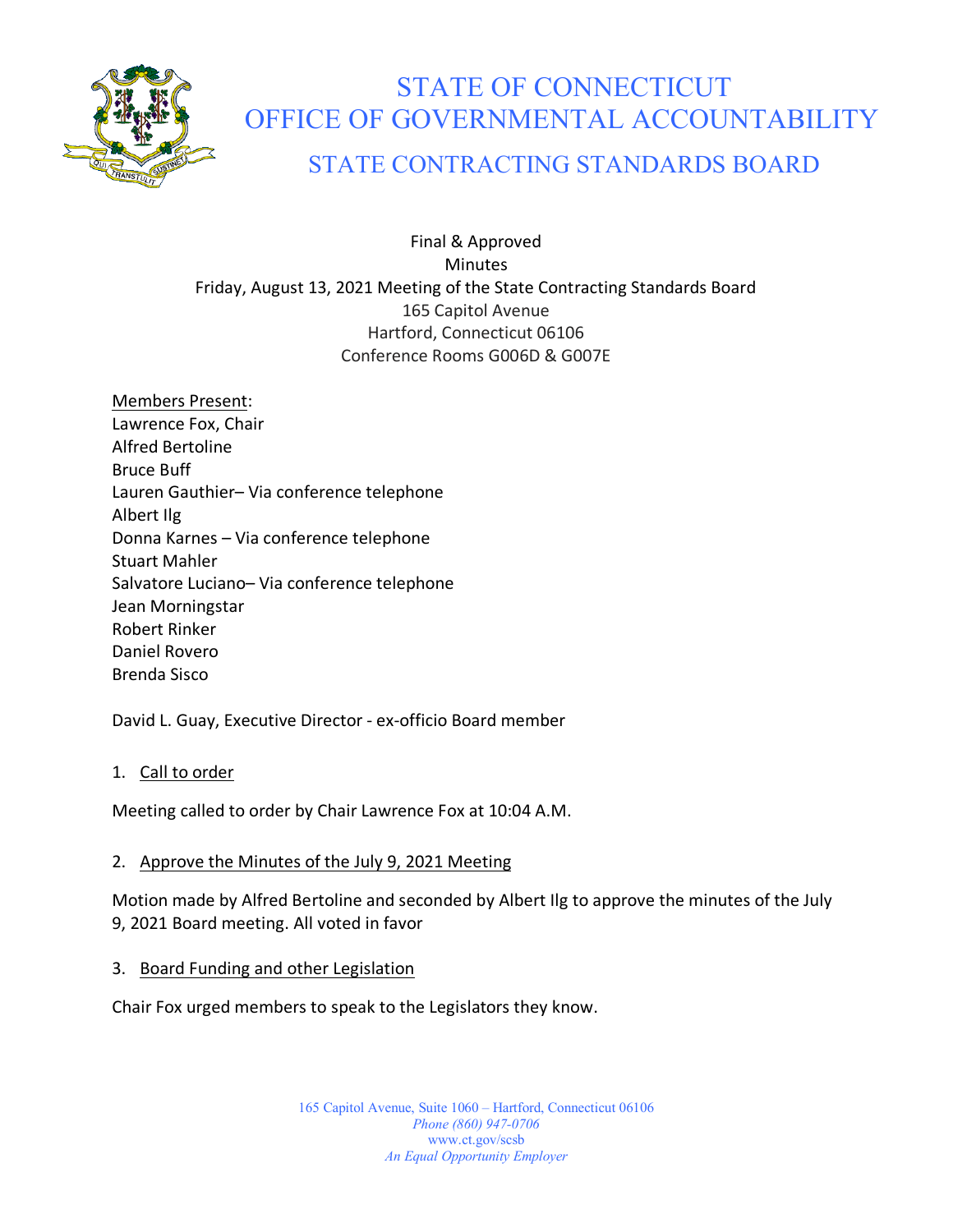# STATE OF CONNECTICUT
# OFFICE OF GOVERNMENTAL ACCOUNTABILITY
## STATE CONTRACTING STANDARDS BOARD

Final & Approved
Minutes
Friday, August 13, 2021 Meeting of the State Contracting Standards Board
165 Capitol Avenue
Hartford, Connecticut 06106
Conference Rooms G006D & G007E

Members Present:
Lawrence Fox, Chair
Alfred Bertoline
Bruce Buff
Lauren Gauthier– Via conference telephone
Albert Ilg
Donna Karnes – Via conference telephone
Stuart Mahler
Salvatore Luciano– Via conference telephone
Jean Morningstar
Robert Rinker
Daniel Rovero
Brenda Sisco

David L. Guay, Executive Director - ex-officio Board member

1. Call to order

Meeting called to order by Chair Lawrence Fox at 10:04 A.M.

2. Approve the Minutes of the July 9, 2021 Meeting

Motion made by Alfred Bertoline and seconded by Albert Ilg to approve the minutes of the July 9, 2021 Board meeting. All voted in favor

3. Board Funding and other Legislation

Chair Fox urged members to speak to the Legislators they know.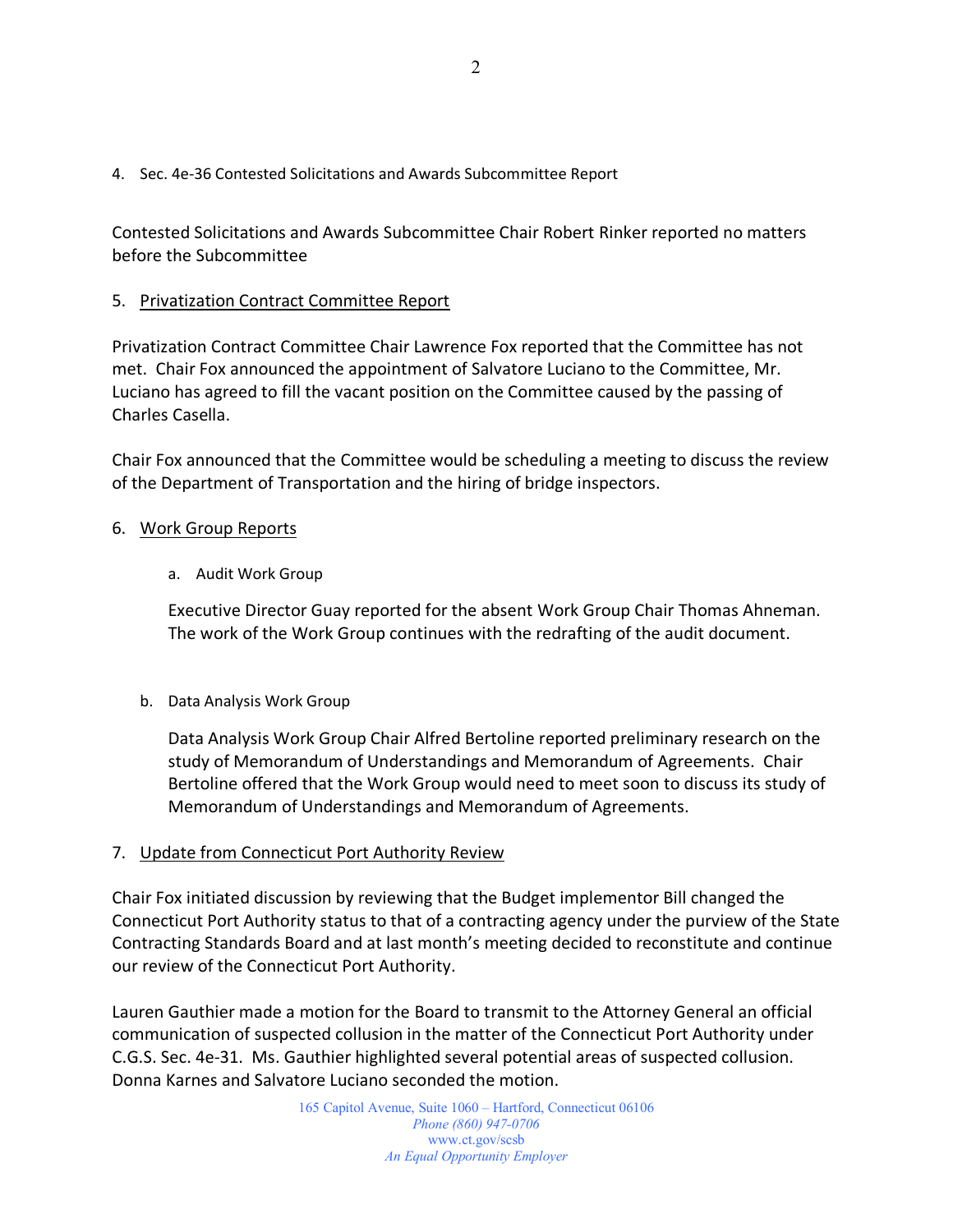4. Sec. 4e-36 Contested Solicitations and Awards Subcommittee Report

Contested Solicitations and Awards Subcommittee Chair Robert Rinker reported no matters before the Subcommittee

5. <u>Privatization Contract Committee Report</u>

Privatization Contract Committee Chair Lawrence Fox reported that the Committee has not met. Chair Fox announced the appointment of Salvatore Luciano to the Committee, Mr. Luciano has agreed to fill the vacant position on the Committee caused by the passing of Charles Casella.

Chair Fox announced that the Committee would be scheduling a meeting to discuss the review of the Department of Transportation and the hiring of bridge inspectors.

6. <u>Work Group Reports</u>

   a. Audit Work Group

   Executive Director Guay reported for the absent Work Group Chair Thomas Ahneman. The work of the Work Group continues with the redrafting of the audit document.

   b. Data Analysis Work Group

   Data Analysis Work Group Chair Alfred Bertoline reported preliminary research on the study of Memorandum of Understandings and Memorandum of Agreements. Chair Bertoline offered that the Work Group would need to meet soon to discuss its study of Memorandum of Understandings and Memorandum of Agreements.

7. <u>Update from Connecticut Port Authority Review</u>

Chair Fox initiated discussion by reviewing that the Budget implementor Bill changed the Connecticut Port Authority status to that of a contracting agency under the purview of the State Contracting Standards Board and at last month's meeting decided to reconstitute and continue our review of the Connecticut Port Authority.

Lauren Gauthier made a motion for the Board to transmit to the Attorney General an official communication of suspected collusion in the matter of the Connecticut Port Authority under C.G.S. Sec. 4e-31. Ms. Gauthier highlighted several potential areas of suspected collusion. Donna Karnes and Salvatore Luciano seconded the motion.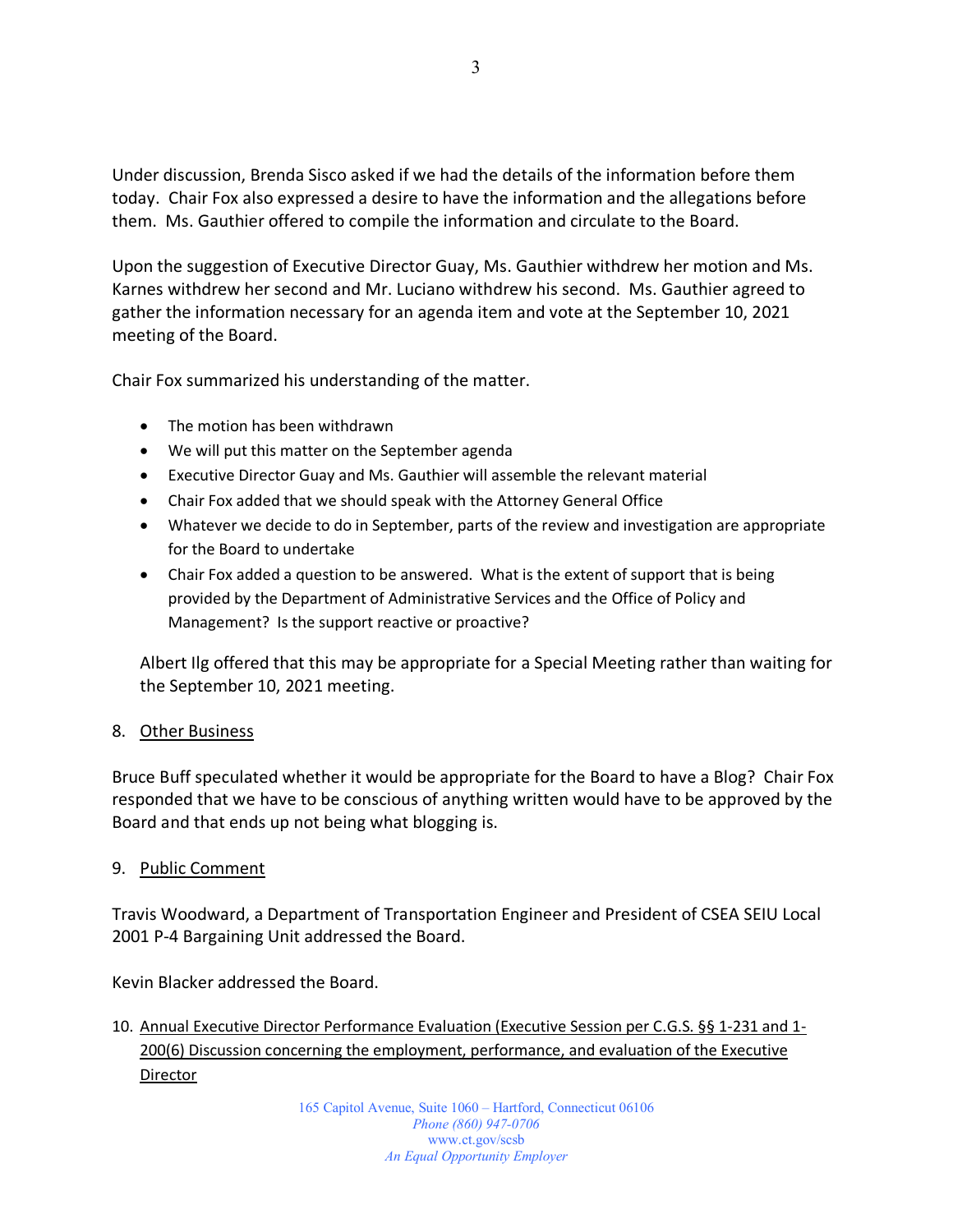Under discussion, Brenda Sisco asked if we had the details of the information before them today. Chair Fox also expressed a desire to have the information and the allegations before them. Ms. Gauthier offered to compile the information and circulate to the Board.

Upon the suggestion of Executive Director Guay, Ms. Gauthier withdrew her motion and Ms. Karnes withdrew her second and Mr. Luciano withdrew his second. Ms. Gauthier agreed to gather the information necessary for an agenda item and vote at the September 10, 2021 meeting of the Board.

Chair Fox summarized his understanding of the matter.

- The motion has been withdrawn
- We will put this matter on the September agenda
- Executive Director Guay and Ms. Gauthier will assemble the relevant material
- Chair Fox added that we should speak with the Attorney General Office
- Whatever we decide to do in September, parts of the review and investigation are appropriate for the Board to undertake
- Chair Fox added a question to be answered. What is the extent of support that is being provided by the Department of Administrative Services and the Office of Policy and Management? Is the support reactive or proactive?

Albert Ilg offered that this may be appropriate for a Special Meeting rather than waiting for the September 10, 2021 meeting.

8. Other Business

Bruce Buff speculated whether it would be appropriate for the Board to have a Blog? Chair Fox responded that we have to be conscious of anything written would have to be approved by the Board and that ends up not being what blogging is.

9. Public Comment

Travis Woodward, a Department of Transportation Engineer and President of CSEA SEIU Local 2001 P-4 Bargaining Unit addressed the Board.

Kevin Blacker addressed the Board.

10. Annual Executive Director Performance Evaluation (Executive Session per C.G.S. §§ 1-231 and 1-200(6) Discussion concerning the employment, performance, and evaluation of the Executive Director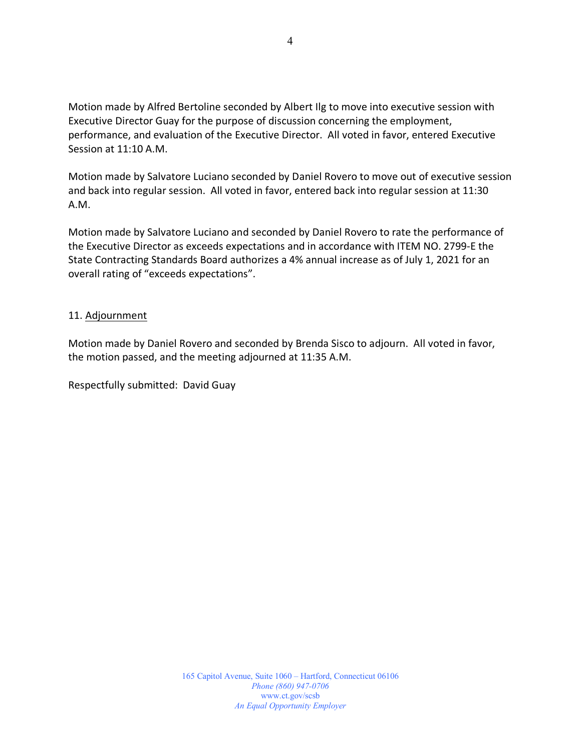Motion made by Alfred Bertoline seconded by Albert Ilg to move into executive session with Executive Director Guay for the purpose of discussion concerning the employment, performance, and evaluation of the Executive Director. All voted in favor, entered Executive Session at 11:10 A.M.

Motion made by Salvatore Luciano seconded by Daniel Rovero to move out of executive session and back into regular session. All voted in favor, entered back into regular session at 11:30 A.M.

Motion made by Salvatore Luciano and seconded by Daniel Rovero to rate the performance of the Executive Director as exceeds expectations and in accordance with ITEM NO. 2799-E the State Contracting Standards Board authorizes a 4% annual increase as of July 1, 2021 for an overall rating of "exceeds expectations".

11. Adjournment

Motion made by Daniel Rovero and seconded by Brenda Sisco to adjourn. All voted in favor, the motion passed, and the meeting adjourned at 11:35 A.M.

Respectfully submitted: David Guay